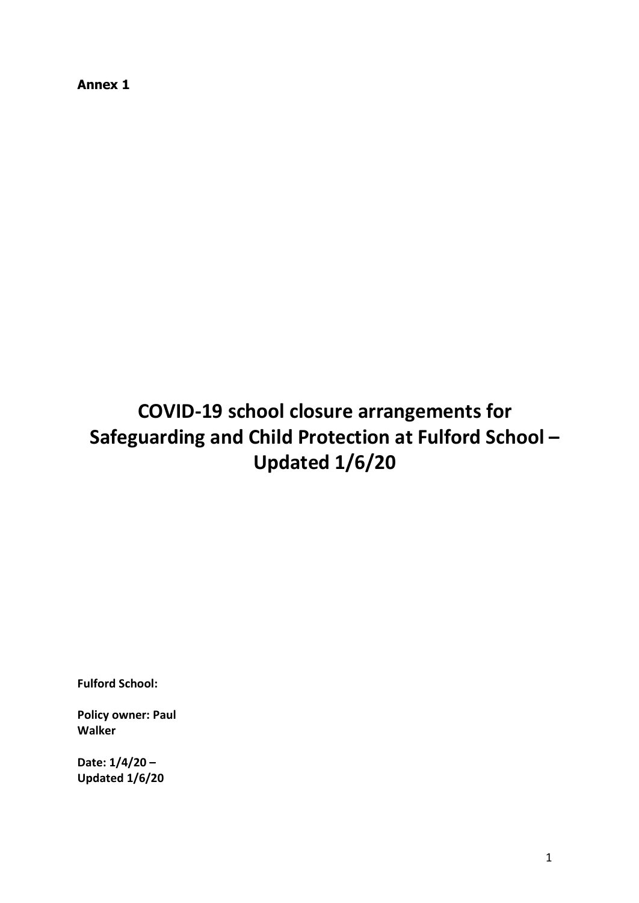**Annex 1**

# COVID-19 school closure arrangements for Safeguarding and Child Protection at Fulford School – Updated 1/6/20

**Fulford School:**

**Policy owner: Paul Walker**

**Date: 1/4/20 – Updated 1/6/20**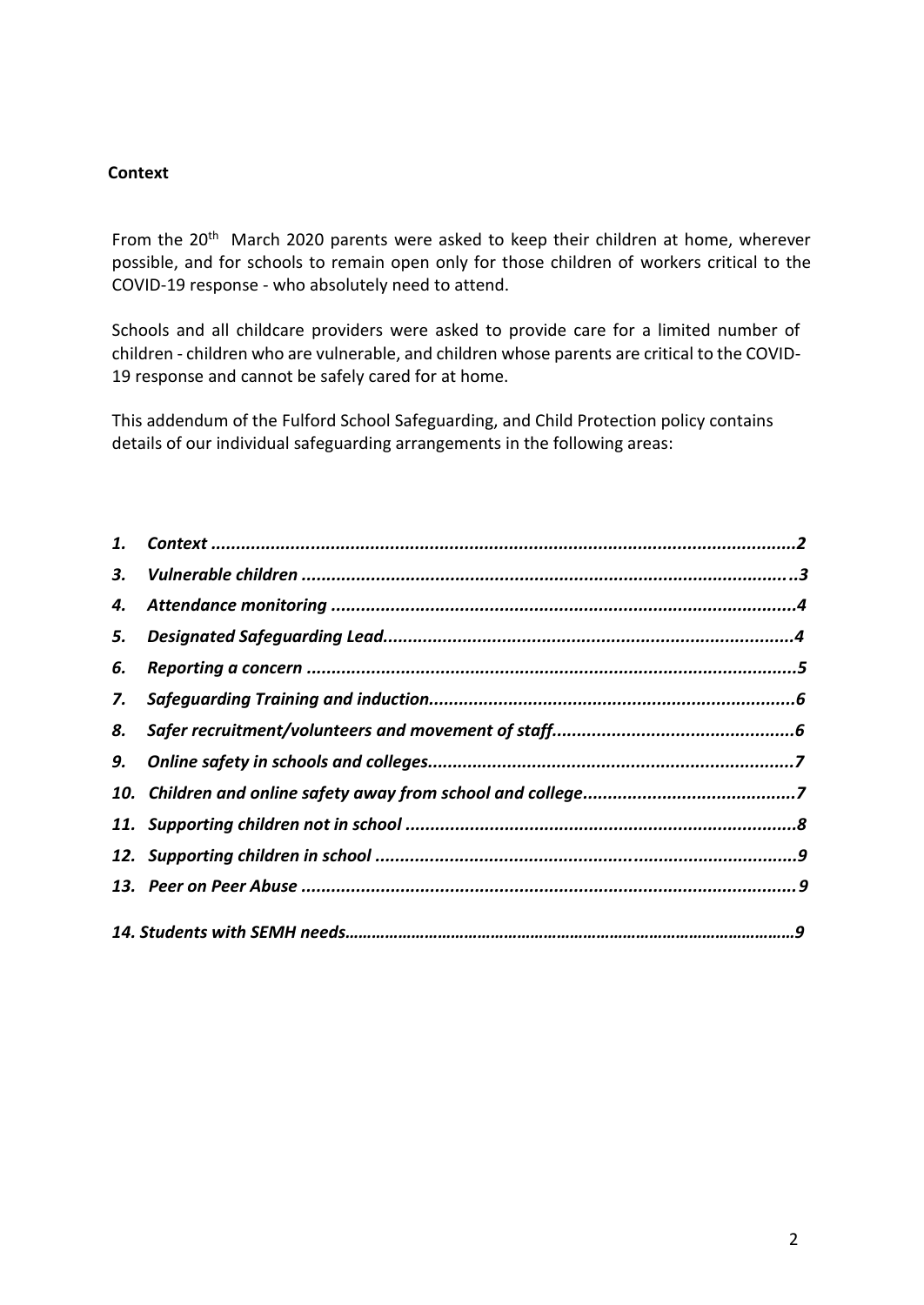## Context

From the 20th March 2020 parents were asked to keep their children at home, wherever possible, and for schools to remain open only for those children of workers critical to the COVID-19 response - who absolutely need to attend.

Schools and all childcare providers were asked to provide care for a limited number of children - children who are vulnerable, and children whose parents are critical to the COVID-19 response and cannot be safely cared for at home.

This addendum of the Fulford School Safeguarding, and Child Protection policy contains details of our individual safeguarding arrangements in the following areas:

***1. Context ..........................................................................................................2***
***3. Vulnerable children .......................................................................................3***
***4. Attendance monitoring ..................................................................................4***
***5. Designated Safeguarding Lead.......................................................................4***
***6. Reporting a concern .......................................................................................5***
***7. Safeguarding Training and induction..............................................................6***
***8. Safer recruitment/volunteers and movement of staff.....................................6***
***9. Online safety in schools and colleges.............................................................7***
***10. Children and online safety away from school and college...........................7***
***11. Supporting children not in school ................................................................8***
***12. Supporting children in school ......................................................................9***
***13. Peer on Peer Abuse ......................................................................................9***
***14. Students with SEMH needs..........................................................................9***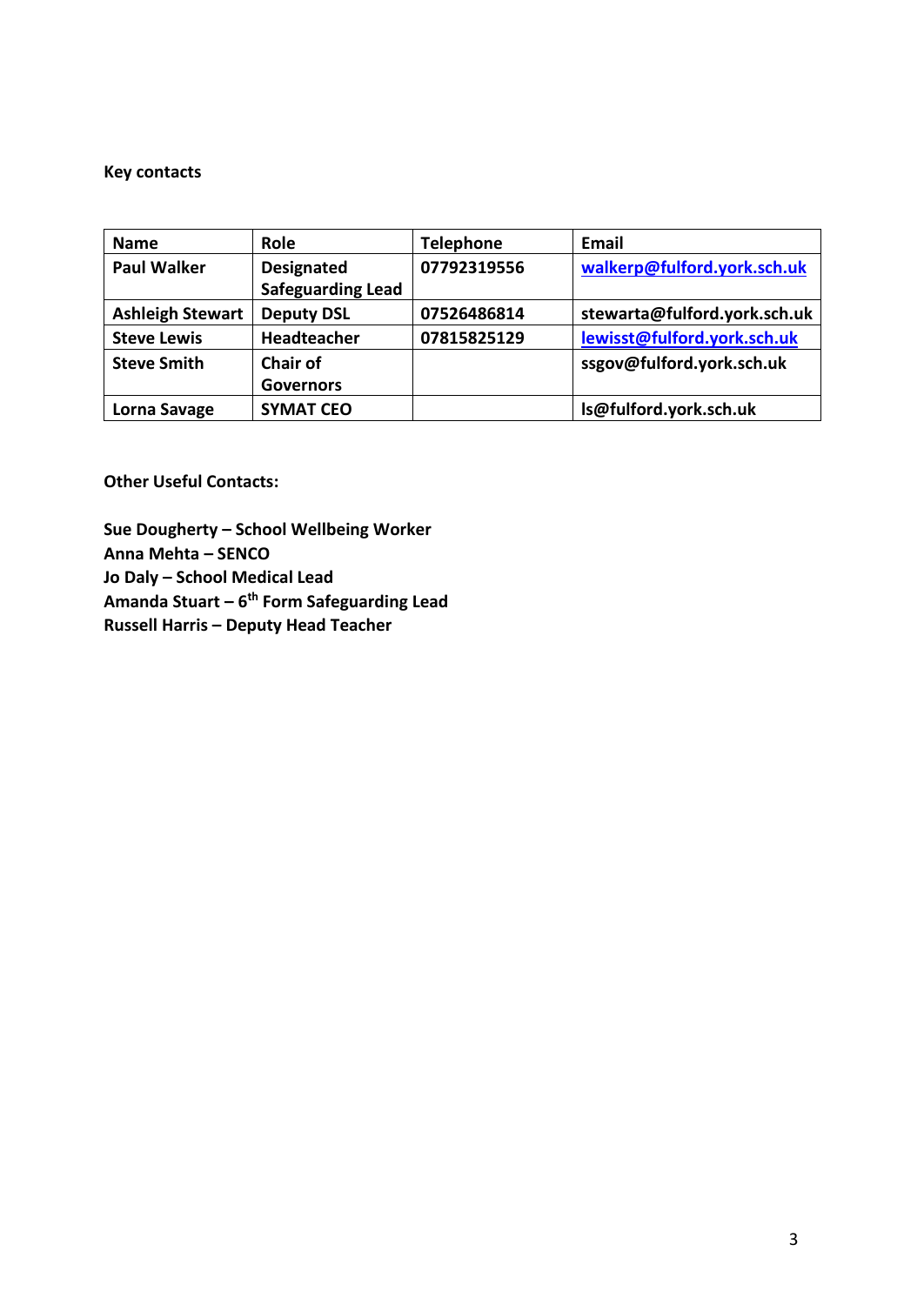**Key contacts**

| Name | Role | Telephone | Email |
|---|---|---|---|
| Paul Walker | Designated Safeguarding Lead | 07792319556 | walkerp@fulford.york.sch.uk |
| Ashleigh Stewart | Deputy DSL | 07526486814 | stewarta@fulford.york.sch.uk |
| Steve Lewis | Headteacher | 07815825129 | lewisst@fulford.york.sch.uk |
| Steve Smith | Chair of Governors | | ssgov@fulford.york.sch.uk |
| Lorna Savage | SYMAT CEO | | ls@fulford.york.sch.uk |

**Other Useful Contacts:**

**Sue Dougherty – School Wellbeing Worker**
**Anna Mehta – SENCO**
**Jo Daly – School Medical Lead**
**Amanda Stuart – 6th Form Safeguarding Lead**
**Russell Harris – Deputy Head Teacher**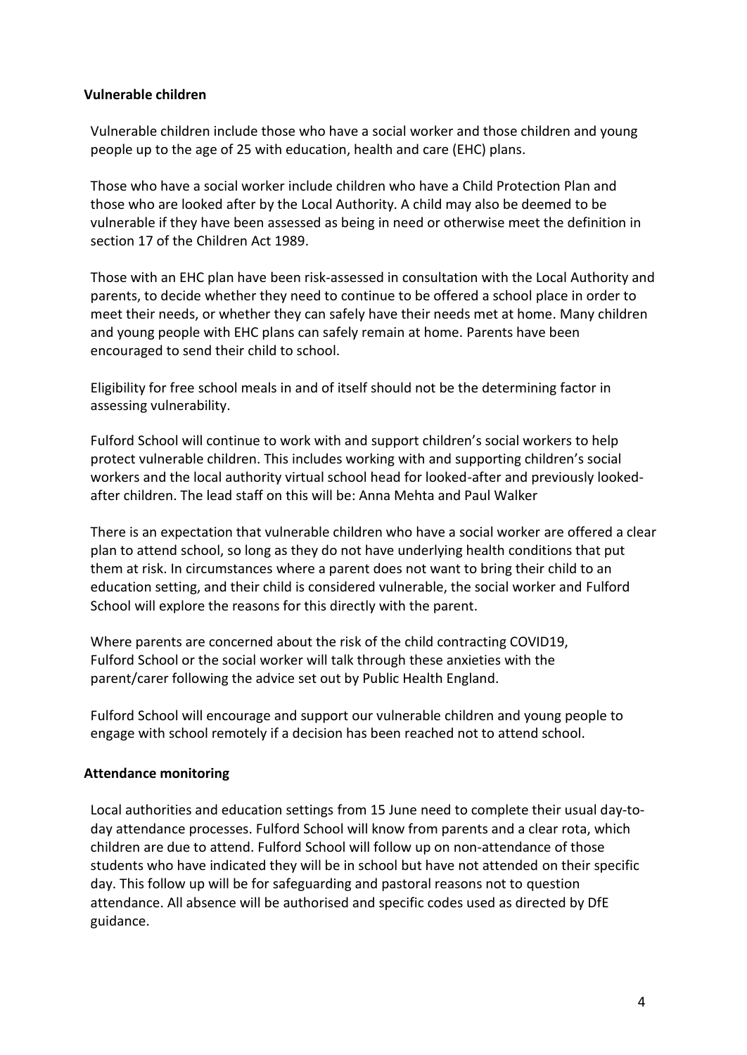**Vulnerable children**

Vulnerable children include those who have a social worker and those children and young people up to the age of 25 with education, health and care (EHC) plans.

Those who have a social worker include children who have a Child Protection Plan and those who are looked after by the Local Authority. A child may also be deemed to be vulnerable if they have been assessed as being in need or otherwise meet the definition in section 17 of the Children Act 1989.

Those with an EHC plan have been risk-assessed in consultation with the Local Authority and parents, to decide whether they need to continue to be offered a school place in order to meet their needs, or whether they can safely have their needs met at home. Many children and young people with EHC plans can safely remain at home. Parents have been encouraged to send their child to school.

Eligibility for free school meals in and of itself should not be the determining factor in assessing vulnerability.

Fulford School will continue to work with and support children's social workers to help protect vulnerable children. This includes working with and supporting children's social workers and the local authority virtual school head for looked-after and previously looked-after children. The lead staff on this will be: Anna Mehta and Paul Walker

There is an expectation that vulnerable children who have a social worker are offered a clear plan to attend school, so long as they do not have underlying health conditions that put them at risk. In circumstances where a parent does not want to bring their child to an education setting, and their child is considered vulnerable, the social worker and Fulford School will explore the reasons for this directly with the parent.

Where parents are concerned about the risk of the child contracting COVID19, Fulford School or the social worker will talk through these anxieties with the parent/carer following the advice set out by Public Health England.

Fulford School will encourage and support our vulnerable children and young people to engage with school remotely if a decision has been reached not to attend school.

**Attendance monitoring**

Local authorities and education settings from 15 June need to complete their usual day-to-day attendance processes. Fulford School will know from parents and a clear rota, which children are due to attend. Fulford School will follow up on non-attendance of those students who have indicated they will be in school but have not attended on their specific day. This follow up will be for safeguarding and pastoral reasons not to question attendance. All absence will be authorised and specific codes used as directed by DfE guidance.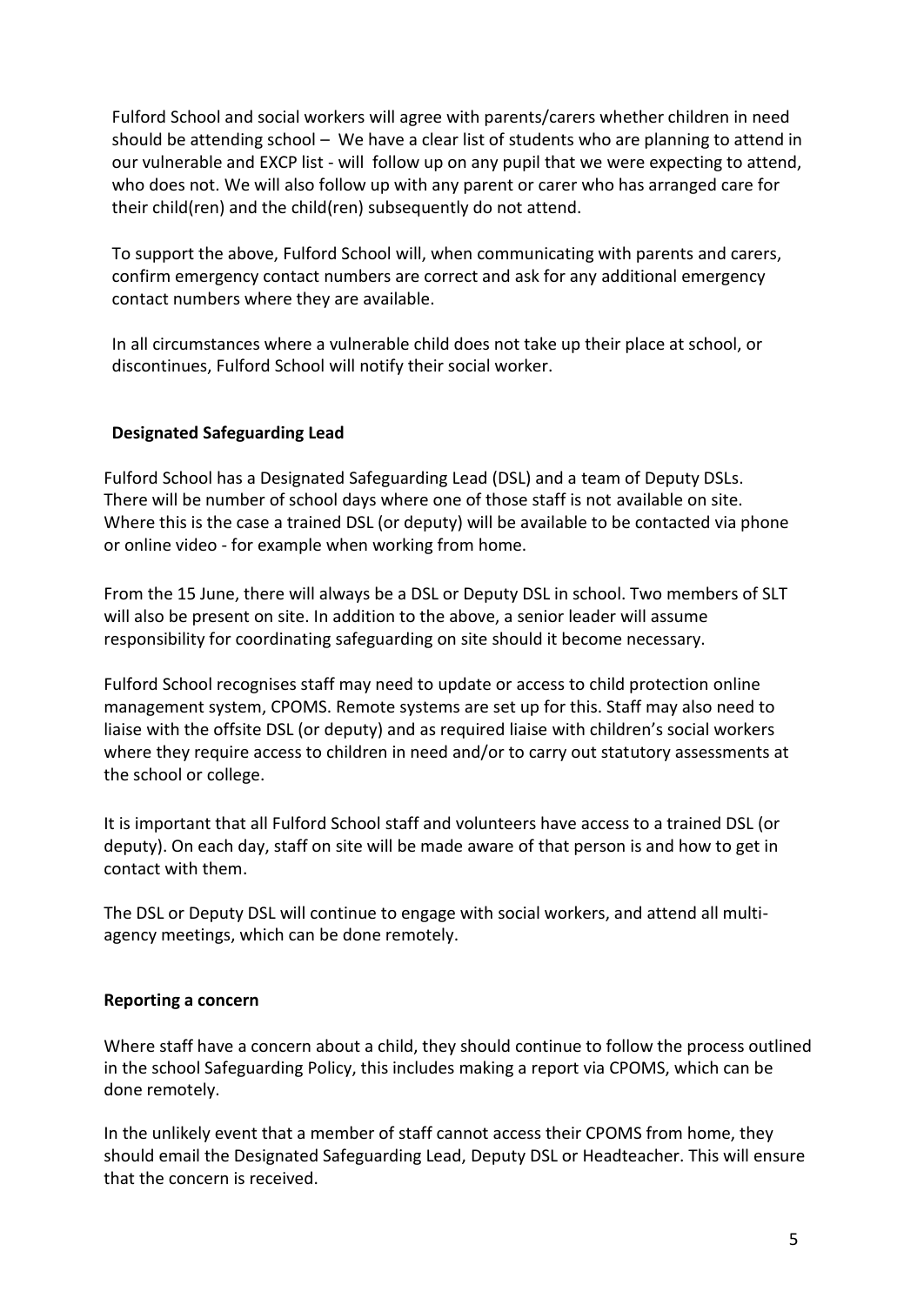Fulford School and social workers will agree with parents/carers whether children in need should be attending school – We have a clear list of students who are planning to attend in our vulnerable and EXCP list - will follow up on any pupil that we were expecting to attend, who does not. We will also follow up with any parent or carer who has arranged care for their child(ren) and the child(ren) subsequently do not attend.

To support the above, Fulford School will, when communicating with parents and carers, confirm emergency contact numbers are correct and ask for any additional emergency contact numbers where they are available.

In all circumstances where a vulnerable child does not take up their place at school, or discontinues, Fulford School will notify their social worker.

**Designated Safeguarding Lead**

Fulford School has a Designated Safeguarding Lead (DSL) and a team of Deputy DSLs. There will be number of school days where one of those staff is not available on site. Where this is the case a trained DSL (or deputy) will be available to be contacted via phone or online video - for example when working from home.

From the 15 June, there will always be a DSL or Deputy DSL in school. Two members of SLT will also be present on site. In addition to the above, a senior leader will assume responsibility for coordinating safeguarding on site should it become necessary.

Fulford School recognises staff may need to update or access to child protection online management system, CPOMS. Remote systems are set up for this. Staff may also need to liaise with the offsite DSL (or deputy) and as required liaise with children's social workers where they require access to children in need and/or to carry out statutory assessments at the school or college.

It is important that all Fulford School staff and volunteers have access to a trained DSL (or deputy). On each day, staff on site will be made aware of that person is and how to get in contact with them.

The DSL or Deputy DSL will continue to engage with social workers, and attend all multi-agency meetings, which can be done remotely.

**Reporting a concern**

Where staff have a concern about a child, they should continue to follow the process outlined in the school Safeguarding Policy, this includes making a report via CPOMS, which can be done remotely.

In the unlikely event that a member of staff cannot access their CPOMS from home, they should email the Designated Safeguarding Lead, Deputy DSL or Headteacher. This will ensure that the concern is received.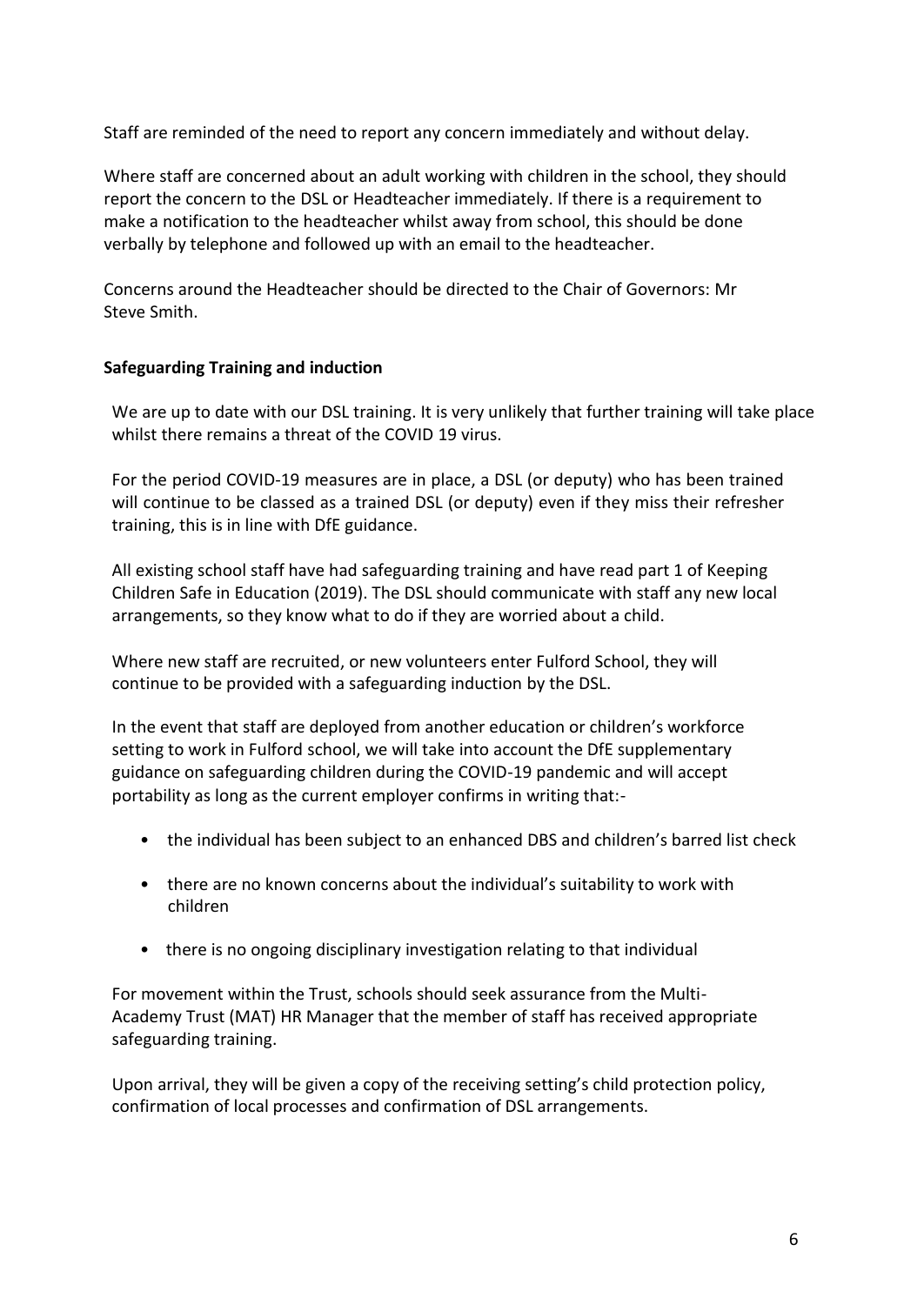Staff are reminded of the need to report any concern immediately and without delay.

Where staff are concerned about an adult working with children in the school, they should report the concern to the DSL or Headteacher immediately. If there is a requirement to make a notification to the headteacher whilst away from school, this should be done verbally by telephone and followed up with an email to the headteacher.

Concerns around the Headteacher should be directed to the Chair of Governors: Mr Steve Smith.

**Safeguarding Training and induction**

We are up to date with our DSL training. It is very unlikely that further training will take place whilst there remains a threat of the COVID 19 virus.

For the period COVID-19 measures are in place, a DSL (or deputy) who has been trained will continue to be classed as a trained DSL (or deputy) even if they miss their refresher training, this is in line with DfE guidance.

All existing school staff have had safeguarding training and have read part 1 of Keeping Children Safe in Education (2019). The DSL should communicate with staff any new local arrangements, so they know what to do if they are worried about a child.

Where new staff are recruited, or new volunteers enter Fulford School, they will continue to be provided with a safeguarding induction by the DSL.

In the event that staff are deployed from another education or children's workforce setting to work in Fulford school, we will take into account the DfE supplementary guidance on safeguarding children during the COVID-19 pandemic and will accept portability as long as the current employer confirms in writing that:-

- the individual has been subject to an enhanced DBS and children's barred list check
- there are no known concerns about the individual's suitability to work with children
- there is no ongoing disciplinary investigation relating to that individual

For movement within the Trust, schools should seek assurance from the Multi-Academy Trust (MAT) HR Manager that the member of staff has received appropriate safeguarding training.

Upon arrival, they will be given a copy of the receiving setting's child protection policy, confirmation of local processes and confirmation of DSL arrangements.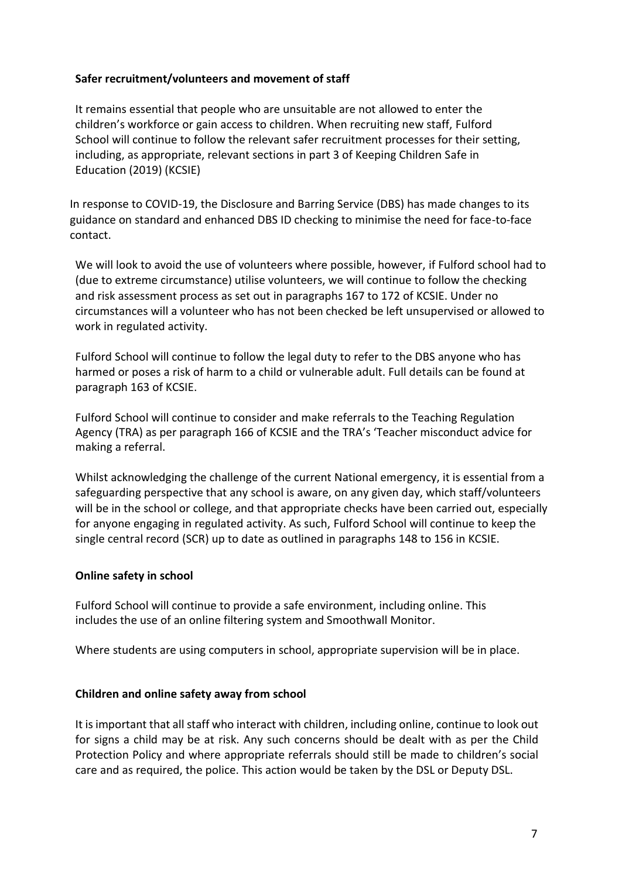**Safer recruitment/volunteers and movement of staff**

It remains essential that people who are unsuitable are not allowed to enter the children's workforce or gain access to children. When recruiting new staff, Fulford School will continue to follow the relevant safer recruitment processes for their setting, including, as appropriate, relevant sections in part 3 of Keeping Children Safe in Education (2019) (KCSIE)

In response to COVID-19, the Disclosure and Barring Service (DBS) has made changes to its guidance on standard and enhanced DBS ID checking to minimise the need for face-to-face contact.

We will look to avoid the use of volunteers where possible, however, if Fulford school had to (due to extreme circumstance) utilise volunteers, we will continue to follow the checking and risk assessment process as set out in paragraphs 167 to 172 of KCSIE. Under no circumstances will a volunteer who has not been checked be left unsupervised or allowed to work in regulated activity.

Fulford School will continue to follow the legal duty to refer to the DBS anyone who has harmed or poses a risk of harm to a child or vulnerable adult. Full details can be found at paragraph 163 of KCSIE.

Fulford School will continue to consider and make referrals to the Teaching Regulation Agency (TRA) as per paragraph 166 of KCSIE and the TRA's 'Teacher misconduct advice for making a referral.

Whilst acknowledging the challenge of the current National emergency, it is essential from a safeguarding perspective that any school is aware, on any given day, which staff/volunteers will be in the school or college, and that appropriate checks have been carried out, especially for anyone engaging in regulated activity. As such, Fulford School will continue to keep the single central record (SCR) up to date as outlined in paragraphs 148 to 156 in KCSIE.

**Online safety in school**

Fulford School will continue to provide a safe environment, including online. This includes the use of an online filtering system and Smoothwall Monitor.

Where students are using computers in school, appropriate supervision will be in place.

**Children and online safety away from school**

It is important that all staff who interact with children, including online, continue to look out for signs a child may be at risk. Any such concerns should be dealt with as per the Child Protection Policy and where appropriate referrals should still be made to children's social care and as required, the police. This action would be taken by the DSL or Deputy DSL.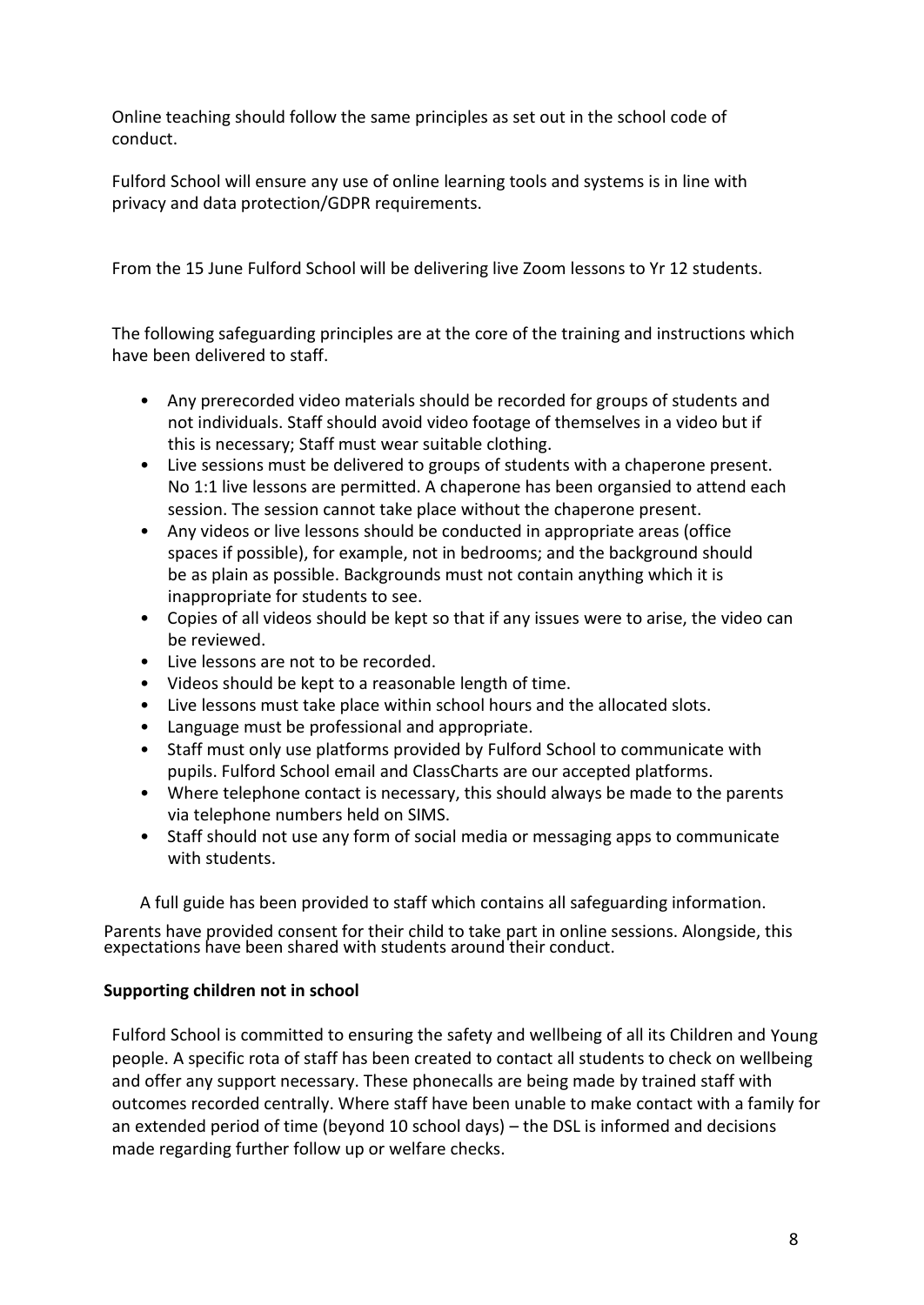Online teaching should follow the same principles as set out in the school code of conduct.

Fulford School will ensure any use of online learning tools and systems is in line with privacy and data protection/GDPR requirements.

From the 15 June Fulford School will be delivering live Zoom lessons to Yr 12 students.

The following safeguarding principles are at the core of the training and instructions which have been delivered to staff.

- Any prerecorded video materials should be recorded for groups of students and not individuals. Staff should avoid video footage of themselves in a video but if this is necessary; Staff must wear suitable clothing.
- Live sessions must be delivered to groups of students with a chaperone present. No 1:1 live lessons are permitted. A chaperone has been organsied to attend each session. The session cannot take place without the chaperone present.
- Any videos or live lessons should be conducted in appropriate areas (office spaces if possible), for example, not in bedrooms; and the background should be as plain as possible. Backgrounds must not contain anything which it is inappropriate for students to see.
- Copies of all videos should be kept so that if any issues were to arise, the video can be reviewed.
- Live lessons are not to be recorded.
- Videos should be kept to a reasonable length of time.
- Live lessons must take place within school hours and the allocated slots.
- Language must be professional and appropriate.
- Staff must only use platforms provided by Fulford School to communicate with pupils. Fulford School email and ClassCharts are our accepted platforms.
- Where telephone contact is necessary, this should always be made to the parents via telephone numbers held on SIMS.
- Staff should not use any form of social media or messaging apps to communicate with students.

A full guide has been provided to staff which contains all safeguarding information.

Parents have provided consent for their child to take part in online sessions. Alongside, this expectations have been shared with students around their conduct.

**Supporting children not in school**

Fulford School is committed to ensuring the safety and wellbeing of all its Children and Young people. A specific rota of staff has been created to contact all students to check on wellbeing and offer any support necessary. These phonecalls are being made by trained staff with outcomes recorded centrally. Where staff have been unable to make contact with a family for an extended period of time (beyond 10 school days) – the DSL is informed and decisions made regarding further follow up or welfare checks.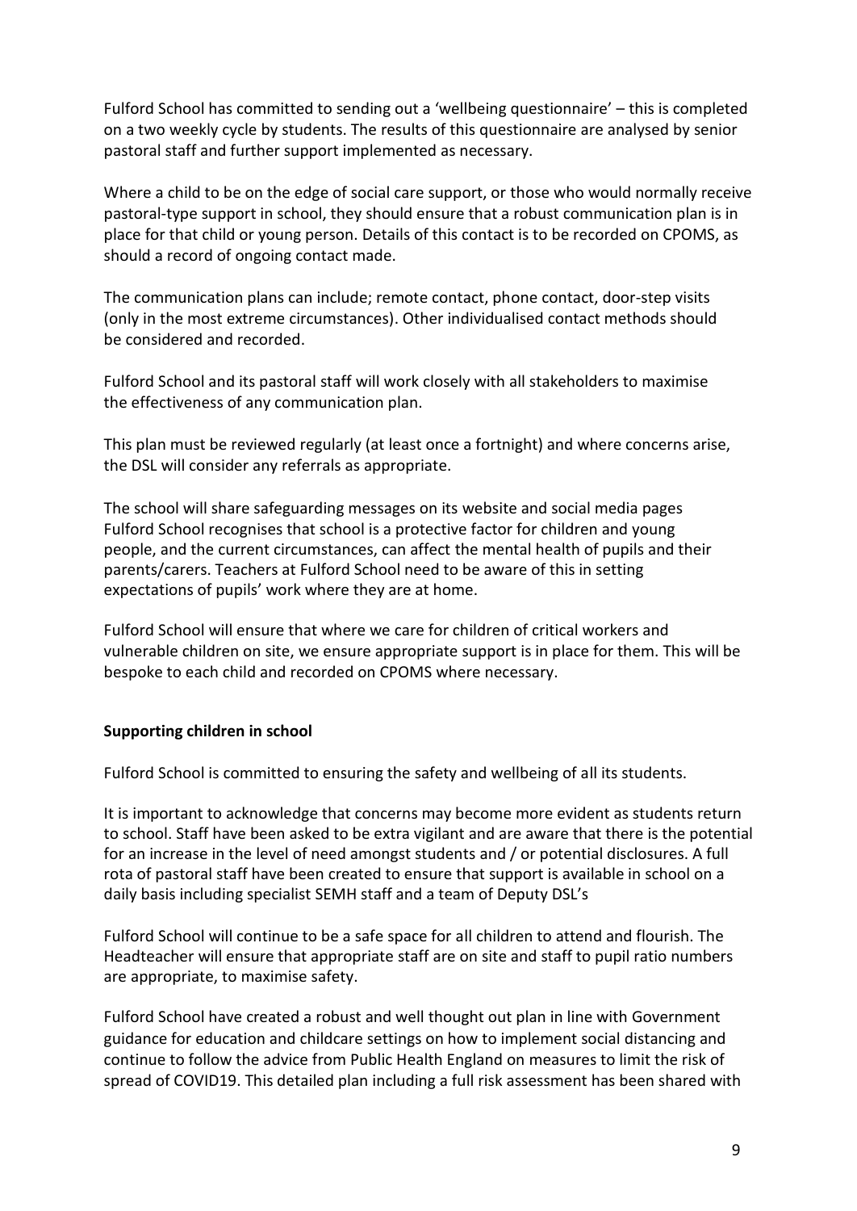Fulford School has committed to sending out a 'wellbeing questionnaire' – this is completed on a two weekly cycle by students. The results of this questionnaire are analysed by senior pastoral staff and further support implemented as necessary.

Where a child to be on the edge of social care support, or those who would normally receive pastoral-type support in school, they should ensure that a robust communication plan is in place for that child or young person. Details of this contact is to be recorded on CPOMS, as should a record of ongoing contact made.

The communication plans can include; remote contact, phone contact, door-step visits (only in the most extreme circumstances). Other individualised contact methods should be considered and recorded.

Fulford School and its pastoral staff will work closely with all stakeholders to maximise the effectiveness of any communication plan.

This plan must be reviewed regularly (at least once a fortnight) and where concerns arise, the DSL will consider any referrals as appropriate.

The school will share safeguarding messages on its website and social media pages Fulford School recognises that school is a protective factor for children and young people, and the current circumstances, can affect the mental health of pupils and their parents/carers. Teachers at Fulford School need to be aware of this in setting expectations of pupils' work where they are at home.

Fulford School will ensure that where we care for children of critical workers and vulnerable children on site, we ensure appropriate support is in place for them. This will be bespoke to each child and recorded on CPOMS where necessary.

**Supporting children in school**

Fulford School is committed to ensuring the safety and wellbeing of all its students.

It is important to acknowledge that concerns may become more evident as students return to school. Staff have been asked to be extra vigilant and are aware that there is the potential for an increase in the level of need amongst students and / or potential disclosures. A full rota of pastoral staff have been created to ensure that support is available in school on a daily basis including specialist SEMH staff and a team of Deputy DSL's

Fulford School will continue to be a safe space for all children to attend and flourish. The Headteacher will ensure that appropriate staff are on site and staff to pupil ratio numbers are appropriate, to maximise safety.

Fulford School have created a robust and well thought out plan in line with Government guidance for education and childcare settings on how to implement social distancing and continue to follow the advice from Public Health England on measures to limit the risk of spread of COVID19. This detailed plan including a full risk assessment has been shared with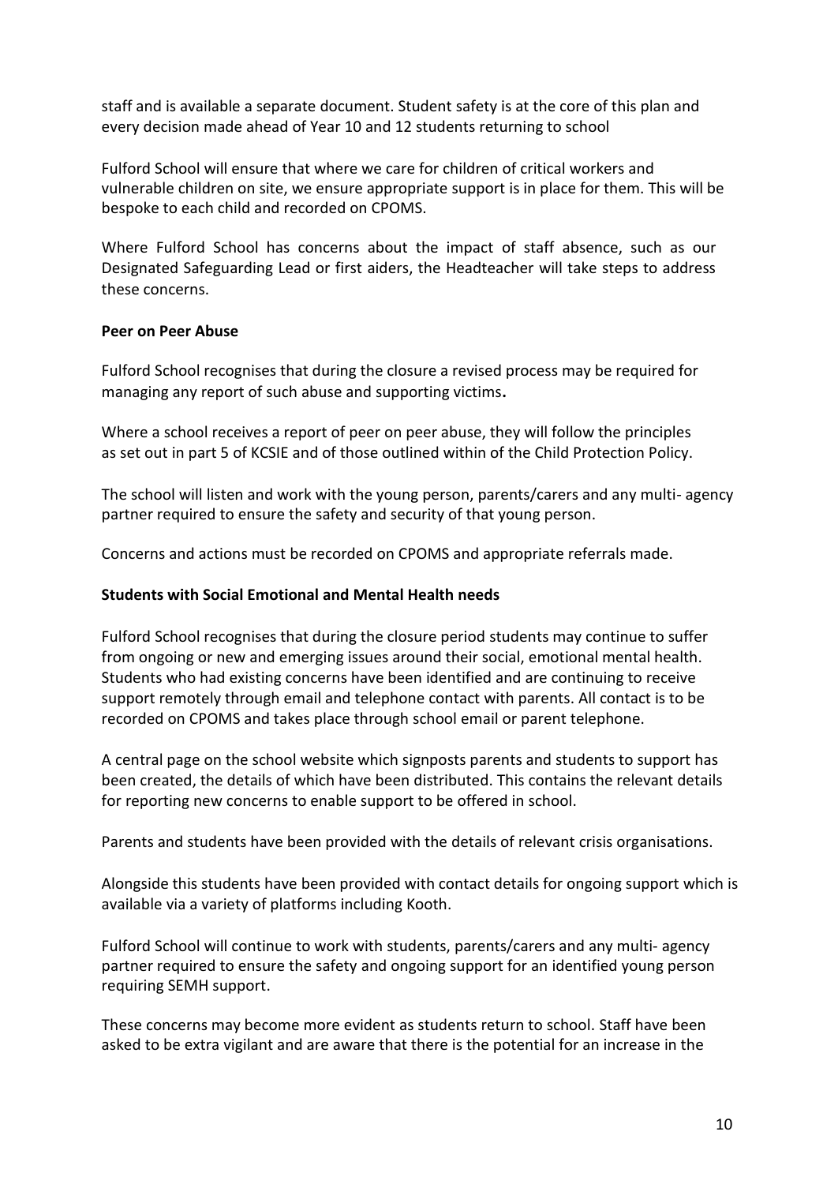staff and is available a separate document. Student safety is at the core of this plan and every decision made ahead of Year 10 and 12 students returning to school

Fulford School will ensure that where we care for children of critical workers and vulnerable children on site, we ensure appropriate support is in place for them. This will be bespoke to each child and recorded on CPOMS.

Where Fulford School has concerns about the impact of staff absence, such as our Designated Safeguarding Lead or first aiders, the Headteacher will take steps to address these concerns.

**Peer on Peer Abuse**

Fulford School recognises that during the closure a revised process may be required for managing any report of such abuse and supporting victims**.**

Where a school receives a report of peer on peer abuse, they will follow the principles as set out in part 5 of KCSIE and of those outlined within of the Child Protection Policy.

The school will listen and work with the young person, parents/carers and any multi- agency partner required to ensure the safety and security of that young person.

Concerns and actions must be recorded on CPOMS and appropriate referrals made.

**Students with Social Emotional and Mental Health needs**

Fulford School recognises that during the closure period students may continue to suffer from ongoing or new and emerging issues around their social, emotional mental health. Students who had existing concerns have been identified and are continuing to receive support remotely through email and telephone contact with parents. All contact is to be recorded on CPOMS and takes place through school email or parent telephone.

A central page on the school website which signposts parents and students to support has been created, the details of which have been distributed. This contains the relevant details for reporting new concerns to enable support to be offered in school.

Parents and students have been provided with the details of relevant crisis organisations.

Alongside this students have been provided with contact details for ongoing support which is available via a variety of platforms including Kooth.

Fulford School will continue to work with students, parents/carers and any multi- agency partner required to ensure the safety and ongoing support for an identified young person requiring SEMH support.

These concerns may become more evident as students return to school. Staff have been asked to be extra vigilant and are aware that there is the potential for an increase in the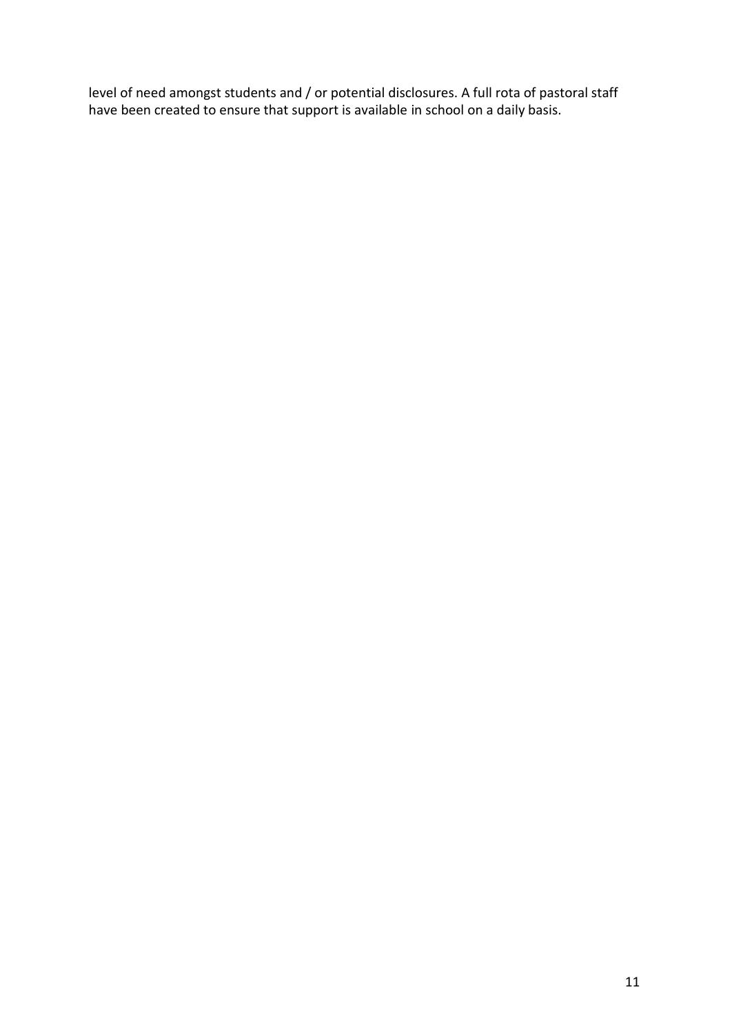level of need amongst students and / or potential disclosures. A full rota of pastoral staff have been created to ensure that support is available in school on a daily basis.